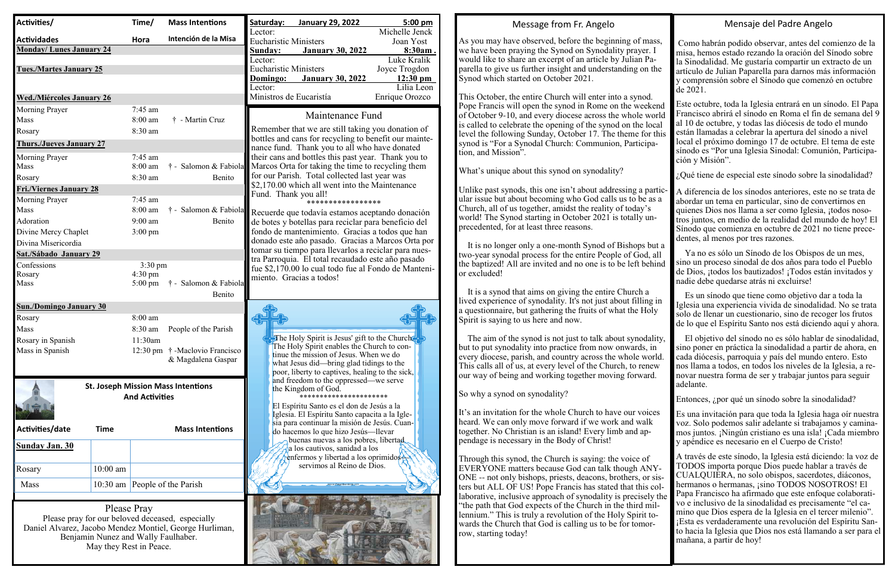| Activities/ | Time/ | Mass Intentions |
|---|---|---|
| **Actividades** | **Hora** | **Intención de la Misa** |
| **Monday/ Lunes January 24** | | |
| **Tues./Martes January 25** | | |
| **Wed./Miércoles January 26** | | |
| Morning Prayer | 7:45 am | |
| Mass | 8:00 am | † - Martin Cruz |
| Rosary | 8:30 am | |
| **Thurs./Jueves January 27** | | |
| Morning Prayer | 7:45 am | |
| Mass | 8:00 am | † - Salomon & Fabiola |
| Rosary | 8:30 am | Benito |
| **Fri./Viernes January 28** | | |
| Morning Prayer | 7:45 am | |
| Mass | 8:00 am | † - Salomon & Fabiola |
| Adoration | 9:00 am | Benito |
| Divine Mercy Chaplet | 3:00 pm | |
| Divina Misericordia | | |
| **Sat./Sábado January 29** | | |
| Confessions | 3:30 pm | |
| Rosary | 4:30 pm | |
| Mass | 5:00 pm | † - Salomon & Fabiola Benito |
| **Sun./Domingo January 30** | | |
| Rosary | 8:00 am | |
| Mass | 8:30 am | People of the Parish |
| Rosary in Spanish | 11:30am | |
| Mass in Spanish | 12:30 pm | † -Maclovio Francisco & Magdalena Gaspar |

## St. Joseph Mission Mass Intentions And Activities

| Activities/date | Time | Mass Intentions |
|---|---|---|
| **Sunday Jan. 30** | | |
| Rosary | 10:00 am | |
| Mass | 10:30 am | People of the Parish |

### Please Pray

Please pray for our beloved deceased, especially Daniel Alvarez, Jacobo Mendez Montiel, George Hurliman, Benjamin Nunez and Wally Faulhaber.
May they Rest in Peace.

| | |
|---|---|
| **Saturday: January 29, 2022** | **5:00 pm** |
| Lector: | Michelle Jenck |
| Eucharistic Ministers | Joan Yost |
| **Sunday: January 30, 2022** | **8:30am** |
| Lector: | Luke Kralik |
| Eucharistic Ministers | Joyce Trogdon |
| **Domingo: January 30, 2022** | **12:30 pm** |
| Lector: | Lilia Leon |
| Ministros de Eucaristía | Enrique Orozco |

## Maintenance Fund

Remember that we are still taking you donation of bottles and cans for recycling to benefit our maintenance fund. Thank you to all who have donated their cans and bottles this past year. Thank you to Marcos Orta for taking the time to recycling them for our Parish. Total collected last year was $2,170.00 which all went into the Maintenance Fund. Thank you all!

\*\*\*\*\*\*\*\*\*\*\*\*\*\*\*\*\*

Recuerde que todavía estamos aceptando donación de botes y botellas para reciclar para beneficio del fondo de mantenimiento. Gracias a todos que han donado este año pasado. Gracias a Marcos Orta por tomar su tiempo para llevarlos a reciclar para nuestra Parroquia. El total recaudado este año pasado fue $2,170.00 lo cual todo fue al Fondo de Mantenimiento. Gracias a todos!

The Holy Spirit is Jesus' gift to the Church. The Holy Spirit enables the Church to continue the mission of Jesus. When we do what Jesus did—bring glad tidings to the poor, liberty to captives, healing to the sick, and freedom to the oppressed—we serve the Kingdom of God.

\*\*\*\*\*\*\*\*\*\*\*\*\*\*\*\*\*\*\*\*\*\*

El Espíritu Santo es el don de Jesús a la Iglesia. El Espíritu Santo capacita a la Iglesia para continuar la misión de Jesús. Cuando hacemos lo que hizo Jesús—llevar buenas nuevas a los pobres, libertad a los cautivos, sanidad a los enfermos y libertad a los oprimidos—servimos al Reino de Dios.

## Message from Fr. Angelo

As you may have observed, before the beginning of mass, we have been praying the Synod on Synodality prayer. I would like to share an excerpt of an article by Julian Paparella to give us further insight and understanding on the Synod which started on October 2021.

This October, the entire Church will enter into a synod. Pope Francis will open the synod in Rome on the weekend of October 9-10, and every diocese across the whole world is called to celebrate the opening of the synod on the local level the following Sunday, October 17. The theme for this synod is "For a Synodal Church: Communion, Participation, and Mission".

What's unique about this synod on synodality?

Unlike past synods, this one isn't about addressing a particular issue but about becoming who God calls us to be as a Church, all of us together, amidst the reality of today's world! The Synod starting in October 2021 is totally unprecedented, for at least three reasons.

It is no longer only a one-month Synod of Bishops but a two-year synodal process for the entire People of God, all the baptized! All are invited and no one is to be left behind or excluded!

It is a synod that aims on giving the entire Church a lived experience of synodality. It's not just about filling in a questionnaire, but gathering the fruits of what the Holy Spirit is saying to us here and now.

The aim of the synod is not just to talk about synodality, but to put synodality into practice from now onwards, in every diocese, parish, and country across the whole world. This calls all of us, at every level of the Church, to renew our way of being and working together moving forward.

So why a synod on synodality?

It's an invitation for the whole Church to have our voices heard. We can only move forward if we work and walk together. No Christian is an island! Every limb and appendage is necessary in the Body of Christ!

Through this synod, the Church is saying: the voice of EVERYONE matters because God can talk though ANYONE -- not only bishops, priests, deacons, brothers, or sisters but ALL OF US! Pope Francis has stated that this collaborative, inclusive approach of synodality is precisely the "the path that God expects of the Church in the third millennium." This is truly a revolution of the Holy Spirit towards the Church that God is calling us to be for tomorrow, starting today!

## Mensaje del Padre Angelo

Como habrán podido observar, antes del comienzo de la misa, hemos estado rezando la oración del Sínodo sobre la Sinodalidad. Me gustaría compartir un extracto de un artículo de Julian Paparella para darnos más información y comprensión sobre el Sínodo que comenzó en octubre de 2021.

Este octubre, toda la Iglesia entrará en un sínodo. El Papa Francisco abrirá el sínodo en Roma el fin de semana del 9 al 10 de octubre, y todas las diócesis de todo el mundo están llamadas a celebrar la apertura del sínodo a nivel local el próximo domingo 17 de octubre. El tema de este sínodo es "Por una Iglesia Sinodal: Comunión, Participación y Misión".

¿Qué tiene de especial este sínodo sobre la sinodalidad?

A diferencia de los sínodos anteriores, este no se trata de abordar un tema en particular, sino de convertirnos en quienes Dios nos llama a ser como Iglesia, ¡todos nosotros juntos, en medio de la realidad del mundo de hoy! El Sínodo que comienza en octubre de 2021 no tiene precedentes, al menos por tres razones.

Ya no es sólo un Sínodo de los Obispos de un mes, sino un proceso sinodal de dos años para todo el Pueblo de Dios, ¡todos los bautizados! ¡Todos están invitados y nadie debe quedarse atrás ni excluirse!

Es un sínodo que tiene como objetivo dar a toda la Iglesia una experiencia vivida de sinodalidad. No se trata solo de llenar un cuestionario, sino de recoger los frutos de lo que el Espíritu Santo nos está diciendo aquí y ahora.

El objetivo del sínodo no es sólo hablar de sinodalidad, sino poner en práctica la sinodalidad a partir de ahora, en cada diócesis, parroquia y país del mundo entero. Esto nos llama a todos, en todos los niveles de la Iglesia, a renovar nuestra forma de ser y trabajar juntos para seguir adelante.

Entonces, ¿por qué un sínodo sobre la sinodalidad?

Es una invitación para que toda la Iglesia haga oír nuestra voz. Solo podemos salir adelante si trabajamos y caminamos juntos. ¡Ningún cristiano es una isla! ¡Cada miembro y apéndice es necesario en el Cuerpo de Cristo!

A través de este sínodo, la Iglesia está diciendo: la voz de TODOS importa porque Dios puede hablar a través de CUALQUIERA, no solo obispos, sacerdotes, diáconos, hermanos o hermanas, ¡sino TODOS NOSOTROS! El Papa Francisco ha afirmado que este enfoque colaborativo e inclusivo de la sinodalidad es precisamente "el camino que Dios espera de la Iglesia en el tercer milenio". ¡Esta es verdaderamente una revolución del Espíritu Santo hacia la Iglesia que Dios nos está llamando a ser para el mañana, a partir de hoy!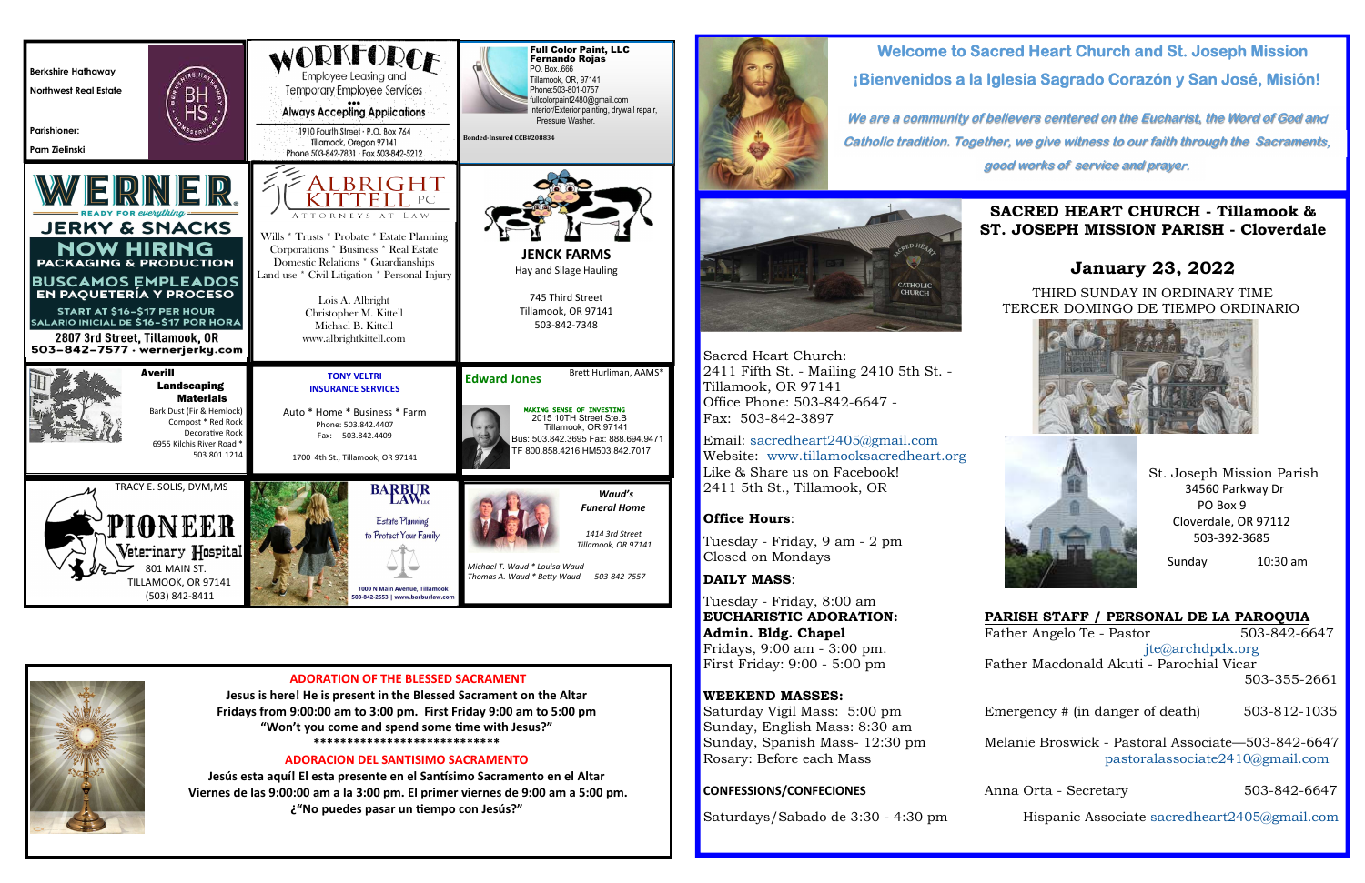Berkshire Hathaway

Northwest Real Estate

Parishioner:

Pam Zielinski

WORKFORCE
Employee Leasing and
Temporary Employee Services
Always Accepting Applications
1910 Fourth Street · P.O. Box 764
Tillamook, Oregon 97141
Phone 503-842-7831 · Fax 503-842-5212

**Full Color Paint, LLC**
**Fernando Rojas**
P.O. Box..666
Tillamook, OR, 97141
Phone:503-801-0757
fullcolorpaint2480@gmail.com
Interior/Exterior painting, drywall repair,
Pressure Washer.

Bonded-Insured CCB#208834

WERNER
READY FOR everything
JERKY & SNACKS
NOW HIRING
PACKAGING & PRODUCTION
BUSCAMOS EMPLEADOS
EN PAQUETERÍA Y PROCESO
START AT $16-$17 PER HOUR
SALARIO INICIAL DE $16-$17 POR HORA
2807 3rd Street, Tillamook, OR
503-842-7577 · wernerjerky.com

ALBRIGHT KITTELL PC
ATTORNEYS AT LAW
Wills * Trusts * Probate * Estate Planning
Corporations * Business * Real Estate
Domestic Relations * Guardianships
Land use * Civil Litigation * Personal Injury

Lois A. Albright
Christopher M. Kittell
Michael B. Kittell
www.albrightkittell.com

**JENCK FARMS**
Hay and Silage Hauling

745 Third Street
Tillamook, OR 97141
503-842-7348

**Averill Landscaping Materials**
Bark Dust (Fir & Hemlock)
Compost * Red Rock
Decorative Rock
6955 Kilchis River Road *
503.801.1214

**TONY VELTRI INSURANCE SERVICES**

Auto * Home * Business * Farm
Phone: 503.842.4407
Fax: 503.842.4409

1700 4th St., Tillamook, OR 97141

**Edward Jones**
Brett Hurliman, AAMS®

MAKING SENSE OF INVESTING
2015 10TH Street Ste.B
Tillamook, OR 97141
Bus: 503.842.3695 Fax: 888.694.9471
TF 800.858.4216 HM503.842.7017

TRACY E. SOLIS, DVM,MS
PIONEER
Veterinary Hospital
801 MAIN ST.
TILLAMOOK, OR 97141
(503) 842-8411

BARBUR LAW LLC
Estate Planning
to Protect Your Family
1000 N Main Avenue, Tillamook
503-842-2553 | www.barburlaw.com

***Waud's Funeral Home***

*1414 3rd Street*
*Tillamook, OR 97141*

*Michael T. Waud * Louisa Waud*
*Thomas A. Waud * Betty Waud 503-842-7557*

**ADORATION OF THE BLESSED SACRAMENT**

**Jesus is here! He is present in the Blessed Sacrament on the Altar**
**Fridays from 9:00:00 am to 3:00 pm. First Friday 9:00 am to 5:00 pm**
**"Won't you come and spend some time with Jesus?"**
**\*\*\*\*\*\*\*\*\*\*\*\*\*\*\*\*\*\*\*\*\*\*\*\*\*\*\*\*\***

**ADORACION DEL SANTISIMO SACRAMENTO**

**Jesús esta aquí! El esta presente en el Santísimo Sacramento en el Altar**
**Viernes de las 9:00:00 am a la 3:00 pm. El primer viernes de 9:00 am a 5:00 pm.**
**¿"No puedes pasar un tiempo con Jesús?"**

## Welcome to Sacred Heart Church and St. Joseph Mission

## ¡Bienvenidos a la Iglesia Sagrado Corazón y San José, Misión!

*We are a community of believers centered on the Eucharist, the Word of God and Catholic tradition. Together, we give witness to our faith through the Sacraments, good works of service and prayer.*

# SACRED HEART CHURCH - Tillamook & ST. JOSEPH MISSION PARISH - Cloverdale

## January 23, 2022

THIRD SUNDAY IN ORDINARY TIME
TERCER DOMINGO DE TIEMPO ORDINARIO

Sacred Heart Church:
2411 Fifth St. - Mailing 2410 5th St. - Tillamook, OR 97141
Office Phone: 503-842-6647 -
Fax: 503-842-3897

Email: sacredheart2405@gmail.com
Website: www.tillamooksacredheart.org
Like & Share us on Facebook!
2411 5th St., Tillamook, OR

**Office Hours**:

Tuesday - Friday, 9 am - 2 pm
Closed on Mondays

**DAILY MASS**:

Tuesday - Friday, 8:00 am
**EUCHARISTIC ADORATION:**
**Admin. Bldg. Chapel**
Fridays, 9:00 am - 3:00 pm.
First Friday: 9:00 - 5:00 pm

**WEEKEND MASSES:**
Saturday Vigil Mass: 5:00 pm
Sunday, English Mass: 8:30 am
Sunday, Spanish Mass- 12:30 pm
Rosary: Before each Mass

**CONFESSIONS/CONFECIONES**

Saturdays/Sabado de 3:30 - 4:30 pm

St. Joseph Mission Parish
34560 Parkway Dr
PO Box 9
Cloverdale, OR 97112
503-392-3685

Sunday 10:30 am

**PARISH STAFF / PERSONAL DE LA PAROQUIA**

Father Angelo Te - Pastor 503-842-6647
jte@archdpdx.org
Father Macdonald Akuti - Parochial Vicar 503-355-2661

Emergency # (in danger of death) 503-812-1035

Melanie Broswick - Pastoral Associate—503-842-6647
pastoralassociate2410@gmail.com

Anna Orta - Secretary 503-842-6647

Hispanic Associate sacredheart2405@gmail.com